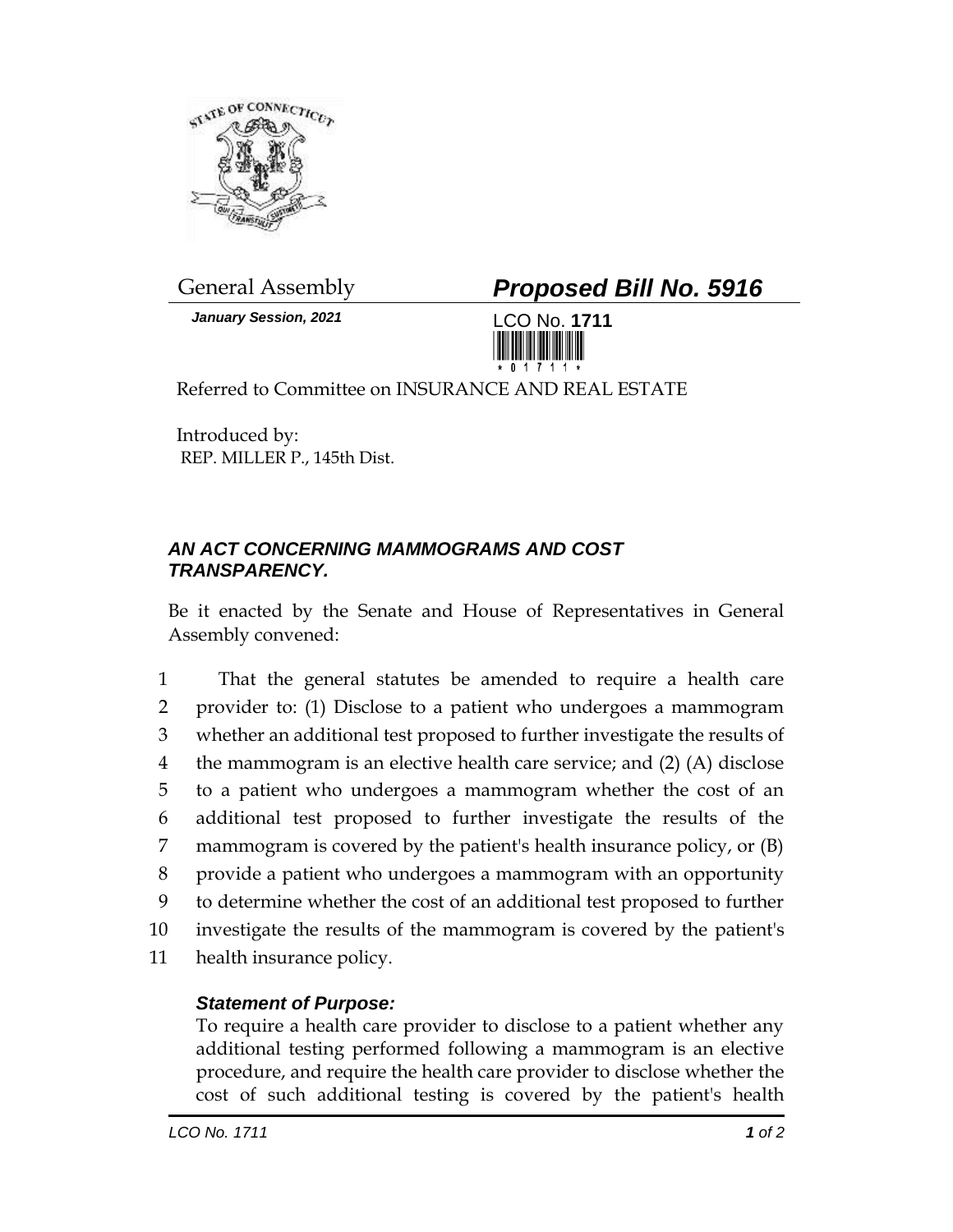General Assembly

***Proposed Bill No. 5916***

***January Session, 2021***

LCO No. **1711**

Referred to Committee on INSURANCE AND REAL ESTATE

Introduced by:
REP. MILLER P., 145th Dist.

## *AN ACT CONCERNING MAMMOGRAMS AND COST TRANSPARENCY.*

Be it enacted by the Senate and House of Representatives in General Assembly convened:

That the general statutes be amended to require a health care provider to: (1) Disclose to a patient who undergoes a mammogram whether an additional test proposed to further investigate the results of the mammogram is an elective health care service; and (2) (A) disclose to a patient who undergoes a mammogram whether the cost of an additional test proposed to further investigate the results of the mammogram is covered by the patient's health insurance policy, or (B) provide a patient who undergoes a mammogram with an opportunity to determine whether the cost of an additional test proposed to further investigate the results of the mammogram is covered by the patient's health insurance policy.

***Statement of Purpose:***

To require a health care provider to disclose to a patient whether any additional testing performed following a mammogram is an elective procedure, and require the health care provider to disclose whether the cost of such additional testing is covered by the patient's health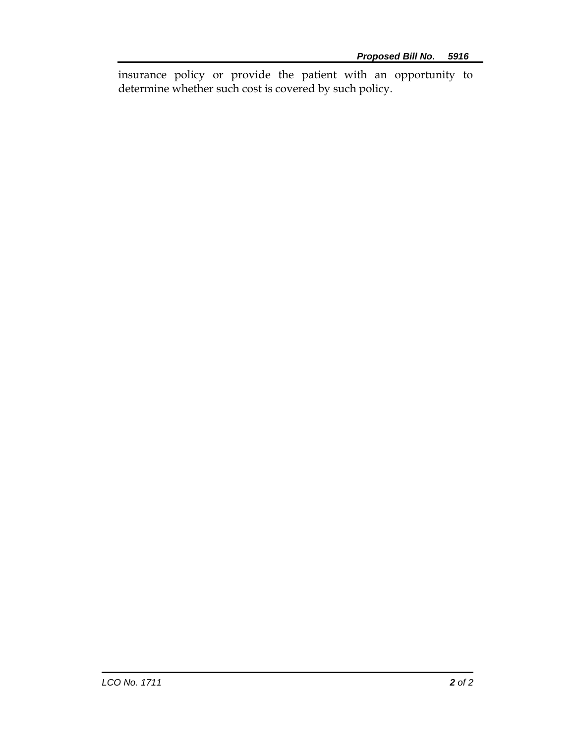insurance policy or provide the patient with an opportunity to determine whether such cost is covered by such policy.